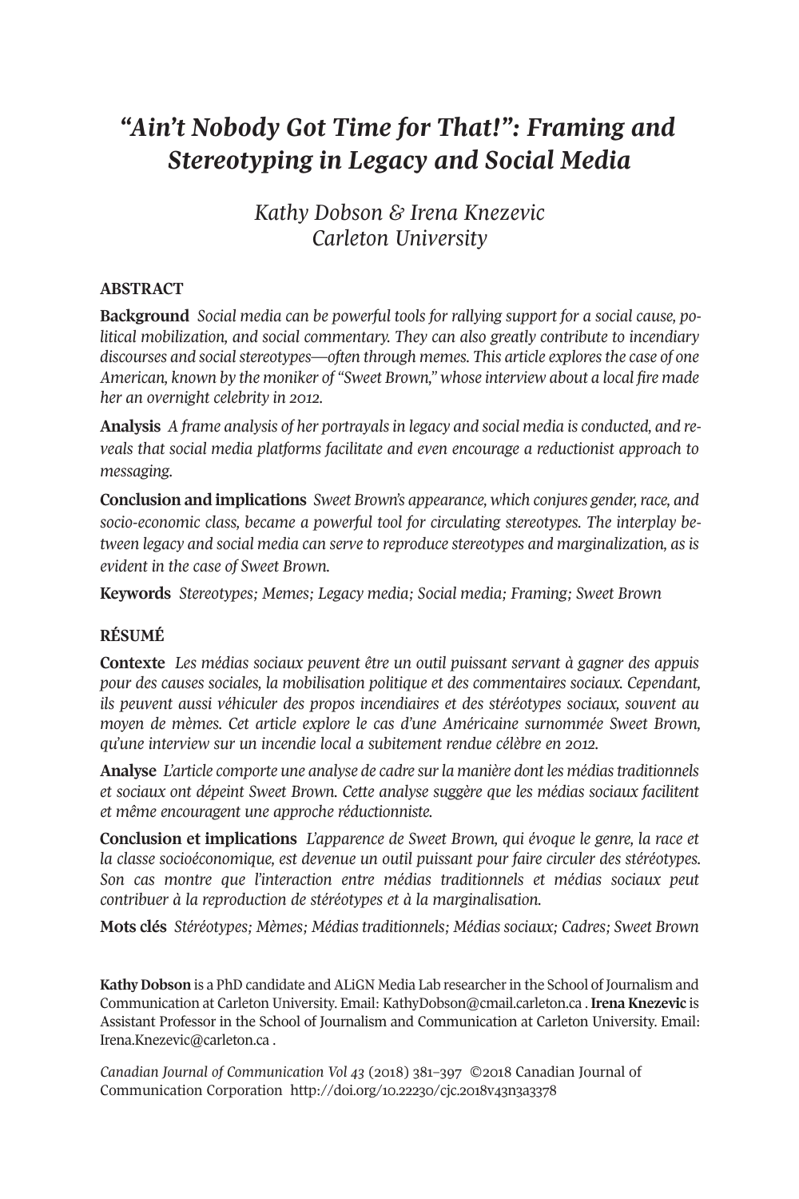# *"Ain't Nobody Got Time for That!": Framing and Stereotyping in Legacy and Social Media*

*Kathy Dobson & Irena Knezevic*
*Carleton University*

## ABSTRACT

**Background** *Social media can be powerful tools for rallying support for a social cause, political mobilization, and social commentary. They can also greatly contribute to incendiary discourses and social stereotypes—often through memes. This article explores the case of one American, known by the moniker of "Sweet Brown," whose interview about a local fire made her an overnight celebrity in 2012.*

**Analysis** *A frame analysis of her portrayals in legacy and social media is conducted, and reveals that social media platforms facilitate and even encourage a reductionist approach to messaging.*

**Conclusion and implications** *Sweet Brown's appearance, which conjures gender, race, and socio-economic class, became a powerful tool for circulating stereotypes. The interplay between legacy and social media can serve to reproduce stereotypes and marginalization, as is evident in the case of Sweet Brown.*

**Keywords** *Stereotypes; Memes; Legacy media; Social media; Framing; Sweet Brown*

## RÉSUMÉ

**Contexte** *Les médias sociaux peuvent être un outil puissant servant à gagner des appuis pour des causes sociales, la mobilisation politique et des commentaires sociaux. Cependant, ils peuvent aussi véhiculer des propos incendiaires et des stéréotypes sociaux, souvent au moyen de mèmes. Cet article explore le cas d'une Américaine surnommée Sweet Brown, qu'une interview sur un incendie local a subitement rendue célèbre en 2012.*

**Analyse** *L'article comporte une analyse de cadre sur la manière dont les médias traditionnels et sociaux ont dépeint Sweet Brown. Cette analyse suggère que les médias sociaux facilitent et même encouragent une approche réductionniste.*

**Conclusion et implications** *L'apparence de Sweet Brown, qui évoque le genre, la race et la classe socioéconomique, est devenue un outil puissant pour faire circuler des stéréotypes. Son cas montre que l'interaction entre médias traditionnels et médias sociaux peut contribuer à la reproduction de stéréotypes et à la marginalisation.*

**Mots clés** *Stéréotypes; Mèmes; Médias traditionnels; Médias sociaux; Cadres; Sweet Brown*

**Kathy Dobson** is a PhD candidate and ALiGN Media Lab researcher in the School of Journalism and Communication at Carleton University. Email: KathyDobson@cmail.carleton.ca . **Irena Knezevic** is Assistant Professor in the School of Journalism and Communication at Carleton University. Email: Irena.Knezevic@carleton.ca .

*Canadian Journal of Communication Vol 43* (2018) 381–397 ©2018 Canadian Journal of Communication Corporation http://doi.org/10.22230/cjc.2018v43n3a3378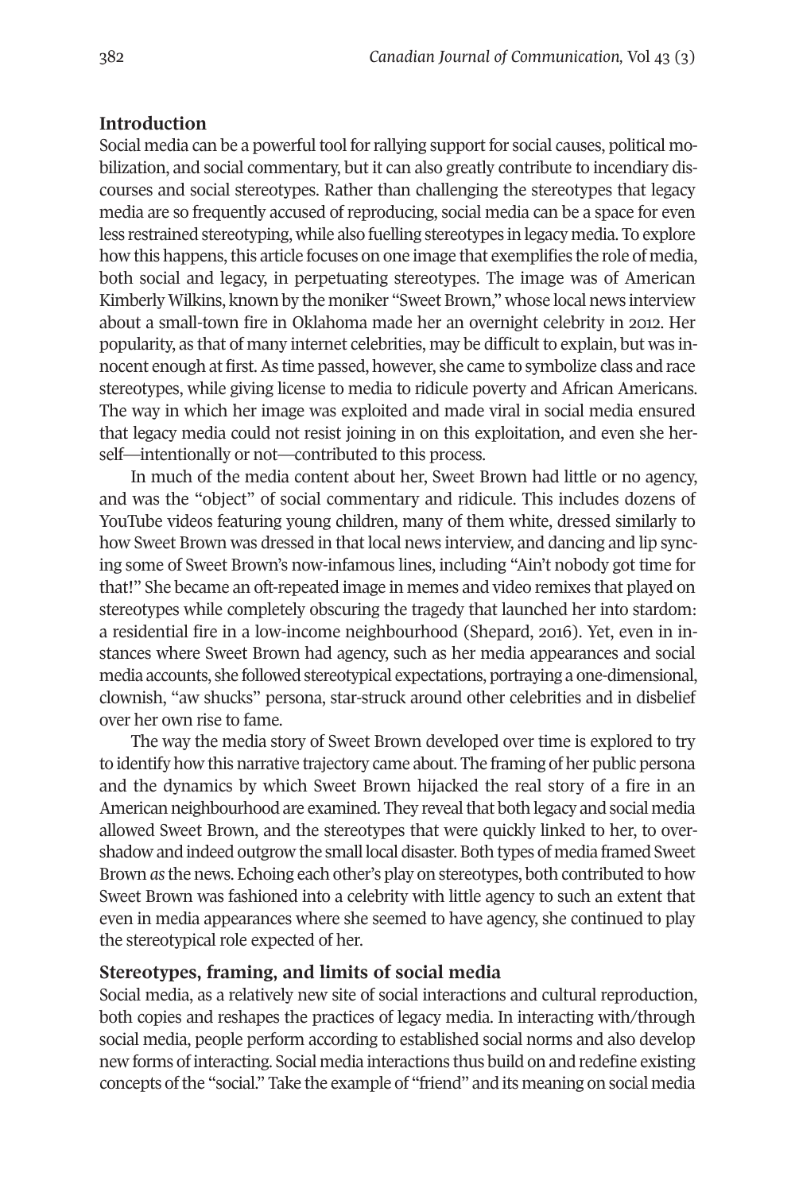## Introduction

Social media can be a powerful tool for rallying support for social causes, political mobilization, and social commentary, but it can also greatly contribute to incendiary discourses and social stereotypes. Rather than challenging the stereotypes that legacy media are so frequently accused of reproducing, social media can be a space for even less restrained stereotyping, while also fuelling stereotypes in legacy media. To explore how this happens, this article focuses on one image that exemplifies the role of media, both social and legacy, in perpetuating stereotypes. The image was of American Kimberly Wilkins, known by the moniker "Sweet Brown," whose local news interview about a small-town fire in Oklahoma made her an overnight celebrity in 2012. Her popularity, as that of many internet celebrities, may be difficult to explain, but was innocent enough at first. As time passed, however, she came to symbolize class and race stereotypes, while giving license to media to ridicule poverty and African Americans. The way in which her image was exploited and made viral in social media ensured that legacy media could not resist joining in on this exploitation, and even she herself—intentionally or not—contributed to this process.

In much of the media content about her, Sweet Brown had little or no agency, and was the "object" of social commentary and ridicule. This includes dozens of YouTube videos featuring young children, many of them white, dressed similarly to how Sweet Brown was dressed in that local news interview, and dancing and lip syncing some of Sweet Brown's now-infamous lines, including "Ain't nobody got time for that!" She became an oft-repeated image in memes and video remixes that played on stereotypes while completely obscuring the tragedy that launched her into stardom: a residential fire in a low-income neighbourhood (Shepard, 2016). Yet, even in instances where Sweet Brown had agency, such as her media appearances and social media accounts, she followed stereotypical expectations, portraying a one-dimensional, clownish, "aw shucks" persona, star-struck around other celebrities and in disbelief over her own rise to fame.

The way the media story of Sweet Brown developed over time is explored to try to identify how this narrative trajectory came about. The framing of her public persona and the dynamics by which Sweet Brown hijacked the real story of a fire in an American neighbourhood are examined. They reveal that both legacy and social media allowed Sweet Brown, and the stereotypes that were quickly linked to her, to overshadow and indeed outgrow the small local disaster. Both types of media framed Sweet Brown *as* the news. Echoing each other's play on stereotypes, both contributed to how Sweet Brown was fashioned into a celebrity with little agency to such an extent that even in media appearances where she seemed to have agency, she continued to play the stereotypical role expected of her.

## Stereotypes, framing, and limits of social media

Social media, as a relatively new site of social interactions and cultural reproduction, both copies and reshapes the practices of legacy media. In interacting with/through social media, people perform according to established social norms and also develop new forms of interacting. Social media interactions thus build on and redefine existing concepts of the "social." Take the example of "friend" and its meaning on social media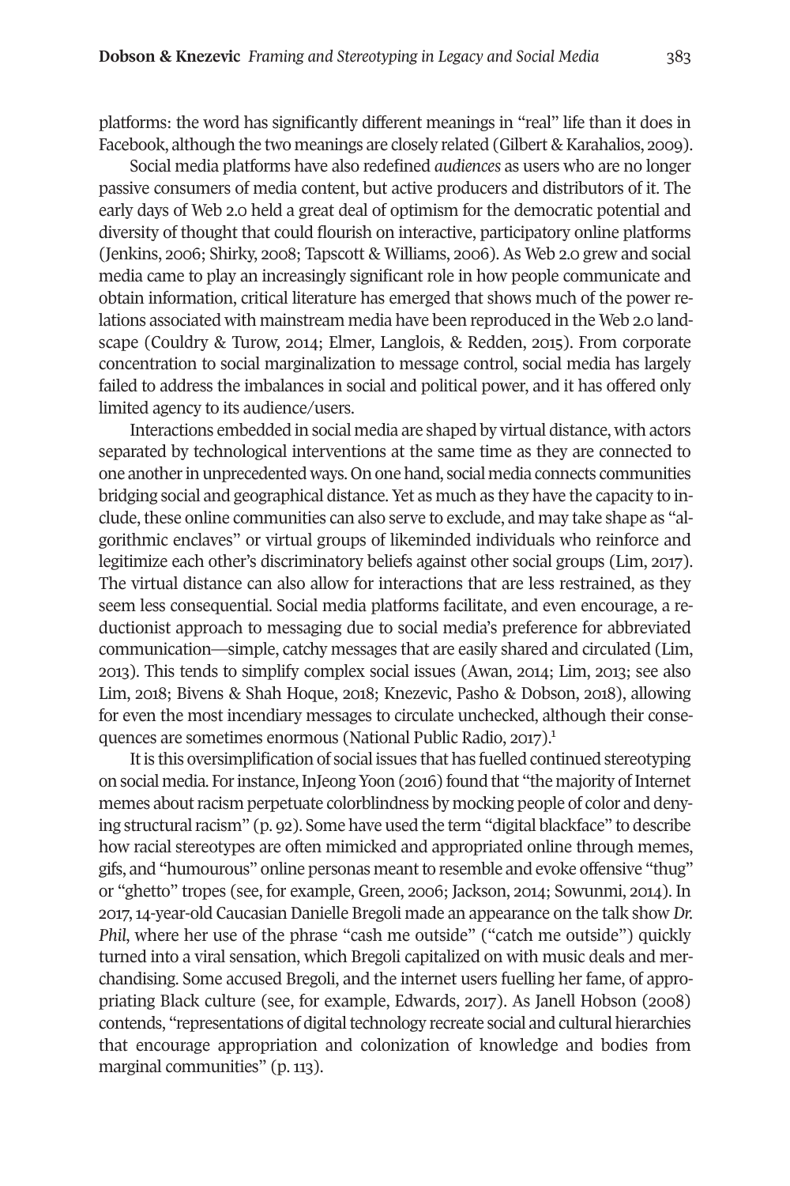platforms: the word has significantly different meanings in "real" life than it does in Facebook, although the two meanings are closely related (Gilbert & Karahalios, 2009).

Social media platforms have also redefined *audiences* as users who are no longer passive consumers of media content, but active producers and distributors of it. The early days of Web 2.0 held a great deal of optimism for the democratic potential and diversity of thought that could flourish on interactive, participatory online platforms (Jenkins, 2006; Shirky, 2008; Tapscott & Williams, 2006). As Web 2.0 grew and social media came to play an increasingly significant role in how people communicate and obtain information, critical literature has emerged that shows much of the power relations associated with mainstream media have been reproduced in the Web 2.0 landscape (Couldry & Turow, 2014; Elmer, Langlois, & Redden, 2015). From corporate concentration to social marginalization to message control, social media has largely failed to address the imbalances in social and political power, and it has offered only limited agency to its audience/users.

Interactions embedded in social media are shaped by virtual distance, with actors separated by technological interventions at the same time as they are connected to one another in unprecedented ways. On one hand, social media connects communities bridging social and geographical distance. Yet as much as they have the capacity to include, these online communities can also serve to exclude, and may take shape as "algorithmic enclaves" or virtual groups of likeminded individuals who reinforce and legitimize each other's discriminatory beliefs against other social groups (Lim, 2017). The virtual distance can also allow for interactions that are less restrained, as they seem less consequential. Social media platforms facilitate, and even encourage, a reductionist approach to messaging due to social media's preference for abbreviated communication—simple, catchy messages that are easily shared and circulated (Lim, 2013). This tends to simplify complex social issues (Awan, 2014; Lim, 2013; see also Lim, 2018; Bivens & Shah Hoque, 2018; Knezevic, Pasho & Dobson, 2018), allowing for even the most incendiary messages to circulate unchecked, although their consequences are sometimes enormous (National Public Radio, 2017).[1]

It is this oversimplification of social issues that has fuelled continued stereotyping on social media. For instance, InJeong Yoon (2016) found that "the majority of Internet memes about racism perpetuate colorblindness by mocking people of color and denying structural racism" (p. 92). Some have used the term "digital blackface" to describe how racial stereotypes are often mimicked and appropriated online through memes, gifs, and "humourous" online personas meant to resemble and evoke offensive "thug" or "ghetto" tropes (see, for example, Green, 2006; Jackson, 2014; Sowunmi, 2014). In 2017, 14-year-old Caucasian Danielle Bregoli made an appearance on the talk show *Dr. Phil*, where her use of the phrase "cash me outside" ("catch me outside") quickly turned into a viral sensation, which Bregoli capitalized on with music deals and merchandising. Some accused Bregoli, and the internet users fuelling her fame, of appropriating Black culture (see, for example, Edwards, 2017). As Janell Hobson (2008) contends, "representations of digital technology recreate social and cultural hierarchies that encourage appropriation and colonization of knowledge and bodies from marginal communities" (p. 113).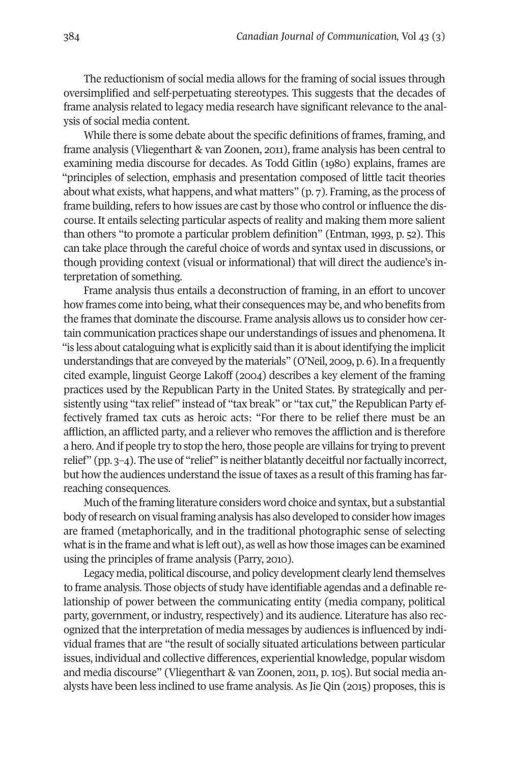The reductionism of social media allows for the framing of social issues through oversimplified and self-perpetuating stereotypes. This suggests that the decades of frame analysis related to legacy media research have significant relevance to the analysis of social media content.

While there is some debate about the specific definitions of frames, framing, and frame analysis (Vliegenthart & van Zoonen, 2011), frame analysis has been central to examining media discourse for decades. As Todd Gitlin (1980) explains, frames are "principles of selection, emphasis and presentation composed of little tacit theories about what exists, what happens, and what matters" (p. 7). Framing, as the process of frame building, refers to how issues are cast by those who control or influence the discourse. It entails selecting particular aspects of reality and making them more salient than others "to promote a particular problem definition" (Entman, 1993, p. 52). This can take place through the careful choice of words and syntax used in discussions, or though providing context (visual or informational) that will direct the audience's interpretation of something.

Frame analysis thus entails a deconstruction of framing, in an effort to uncover how frames come into being, what their consequences may be, and who benefits from the frames that dominate the discourse. Frame analysis allows us to consider how certain communication practices shape our understandings of issues and phenomena. It "is less about cataloguing what is explicitly said than it is about identifying the implicit understandings that are conveyed by the materials" (O'Neil, 2009, p. 6). In a frequently cited example, linguist George Lakoff (2004) describes a key element of the framing practices used by the Republican Party in the United States. By strategically and persistently using "tax relief" instead of "tax break" or "tax cut," the Republican Party effectively framed tax cuts as heroic acts: "For there to be relief there must be an affliction, an afflicted party, and a reliever who removes the affliction and is therefore a hero. And if people try to stop the hero, those people are villains for trying to prevent relief" (pp. 3–4). The use of "relief" is neither blatantly deceitful nor factually incorrect, but how the audiences understand the issue of taxes as a result of this framing has far-reaching consequences.

Much of the framing literature considers word choice and syntax, but a substantial body of research on visual framing analysis has also developed to consider how images are framed (metaphorically, and in the traditional photographic sense of selecting what is in the frame and what is left out), as well as how those images can be examined using the principles of frame analysis (Parry, 2010).

Legacy media, political discourse, and policy development clearly lend themselves to frame analysis. Those objects of study have identifiable agendas and a definable relationship of power between the communicating entity (media company, political party, government, or industry, respectively) and its audience. Literature has also recognized that the interpretation of media messages by audiences is influenced by individual frames that are "the result of socially situated articulations between particular issues, individual and collective differences, experiential knowledge, popular wisdom and media discourse" (Vliegenthart & van Zoonen, 2011, p. 105). But social media analysts have been less inclined to use frame analysis. As Jie Qin (2015) proposes, this is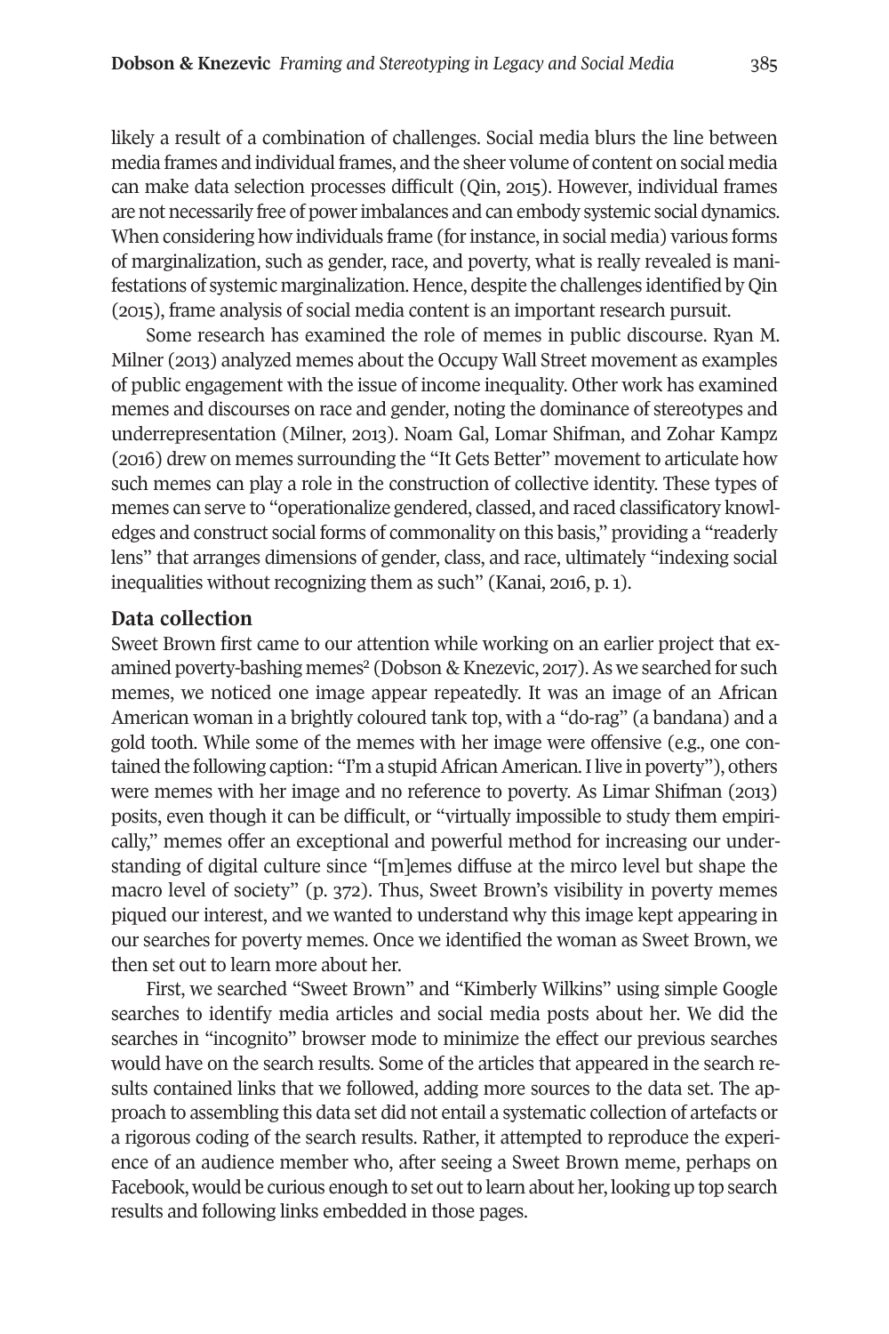likely a result of a combination of challenges. Social media blurs the line between media frames and individual frames, and the sheer volume of content on social media can make data selection processes difficult (Qin, 2015). However, individual frames are not necessarily free of power imbalances and can embody systemic social dynamics. When considering how individuals frame (for instance, in social media) various forms of marginalization, such as gender, race, and poverty, what is really revealed is manifestations of systemic marginalization. Hence, despite the challenges identified by Qin (2015), frame analysis of social media content is an important research pursuit.

Some research has examined the role of memes in public discourse. Ryan M. Milner (2013) analyzed memes about the Occupy Wall Street movement as examples of public engagement with the issue of income inequality. Other work has examined memes and discourses on race and gender, noting the dominance of stereotypes and underrepresentation (Milner, 2013). Noam Gal, Lomar Shifman, and Zohar Kampz (2016) drew on memes surrounding the "It Gets Better" movement to articulate how such memes can play a role in the construction of collective identity. These types of memes can serve to "operationalize gendered, classed, and raced classificatory knowledges and construct social forms of commonality on this basis," providing a "readerly lens" that arranges dimensions of gender, class, and race, ultimately "indexing social inequalities without recognizing them as such" (Kanai, 2016, p. 1).

## Data collection

Sweet Brown first came to our attention while working on an earlier project that examined poverty-bashing memes[2] (Dobson & Knezevic, 2017). As we searched for such memes, we noticed one image appear repeatedly. It was an image of an African American woman in a brightly coloured tank top, with a "do-rag" (a bandana) and a gold tooth. While some of the memes with her image were offensive (e.g., one contained the following caption: "I'm a stupid African American. I live in poverty"), others were memes with her image and no reference to poverty. As Limar Shifman (2013) posits, even though it can be difficult, or "virtually impossible to study them empirically," memes offer an exceptional and powerful method for increasing our understanding of digital culture since "[m]emes diffuse at the mirco level but shape the macro level of society" (p. 372). Thus, Sweet Brown's visibility in poverty memes piqued our interest, and we wanted to understand why this image kept appearing in our searches for poverty memes. Once we identified the woman as Sweet Brown, we then set out to learn more about her.

First, we searched "Sweet Brown" and "Kimberly Wilkins" using simple Google searches to identify media articles and social media posts about her. We did the searches in "incognito" browser mode to minimize the effect our previous searches would have on the search results. Some of the articles that appeared in the search results contained links that we followed, adding more sources to the data set. The approach to assembling this data set did not entail a systematic collection of artefacts or a rigorous coding of the search results. Rather, it attempted to reproduce the experience of an audience member who, after seeing a Sweet Brown meme, perhaps on Facebook, would be curious enough to set out to learn about her, looking up top search results and following links embedded in those pages.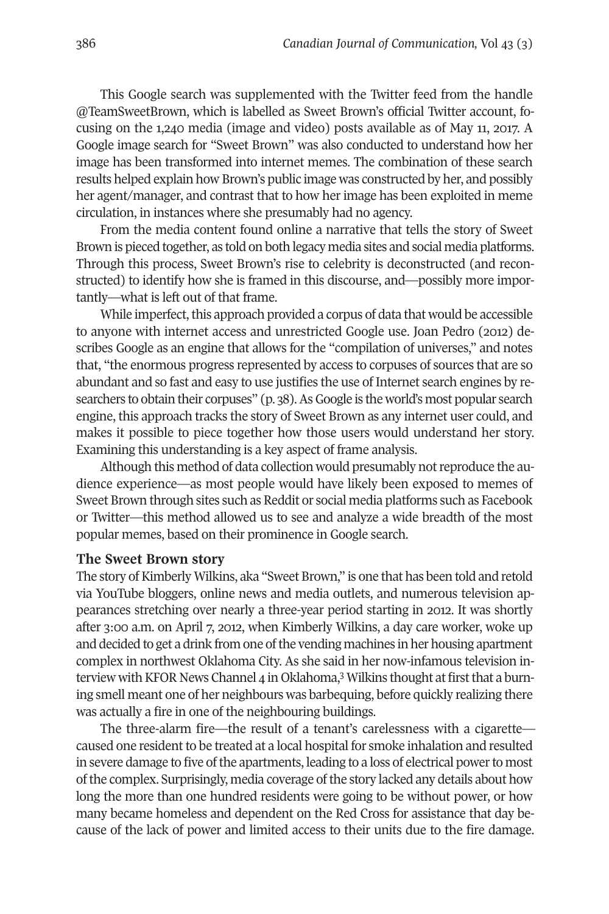This Google search was supplemented with the Twitter feed from the handle @TeamSweetBrown, which is labelled as Sweet Brown's official Twitter account, focusing on the 1,240 media (image and video) posts available as of May 11, 2017. A Google image search for "Sweet Brown" was also conducted to understand how her image has been transformed into internet memes. The combination of these search results helped explain how Brown's public image was constructed by her, and possibly her agent/manager, and contrast that to how her image has been exploited in meme circulation, in instances where she presumably had no agency.

From the media content found online a narrative that tells the story of Sweet Brown is pieced together, as told on both legacy media sites and social media platforms. Through this process, Sweet Brown's rise to celebrity is deconstructed (and reconstructed) to identify how she is framed in this discourse, and—possibly more importantly—what is left out of that frame.

While imperfect, this approach provided a corpus of data that would be accessible to anyone with internet access and unrestricted Google use. Joan Pedro (2012) describes Google as an engine that allows for the "compilation of universes," and notes that, "the enormous progress represented by access to corpuses of sources that are so abundant and so fast and easy to use justifies the use of Internet search engines by researchers to obtain their corpuses" (p. 38). As Google is the world's most popular search engine, this approach tracks the story of Sweet Brown as any internet user could, and makes it possible to piece together how those users would understand her story. Examining this understanding is a key aspect of frame analysis.

Although this method of data collection would presumably not reproduce the audience experience—as most people would have likely been exposed to memes of Sweet Brown through sites such as Reddit or social media platforms such as Facebook or Twitter—this method allowed us to see and analyze a wide breadth of the most popular memes, based on their prominence in Google search.

## The Sweet Brown story

The story of Kimberly Wilkins, aka "Sweet Brown," is one that has been told and retold via YouTube bloggers, online news and media outlets, and numerous television appearances stretching over nearly a three-year period starting in 2012. It was shortly after 3:00 a.m. on April 7, 2012, when Kimberly Wilkins, a day care worker, woke up and decided to get a drink from one of the vending machines in her housing apartment complex in northwest Oklahoma City. As she said in her now-infamous television interview with KFOR News Channel 4 in Oklahoma,[3] Wilkins thought at first that a burning smell meant one of her neighbours was barbequing, before quickly realizing there was actually a fire in one of the neighbouring buildings.

The three-alarm fire—the result of a tenant's carelessness with a cigarette—caused one resident to be treated at a local hospital for smoke inhalation and resulted in severe damage to five of the apartments, leading to a loss of electrical power to most of the complex. Surprisingly, media coverage of the story lacked any details about how long the more than one hundred residents were going to be without power, or how many became homeless and dependent on the Red Cross for assistance that day because of the lack of power and limited access to their units due to the fire damage.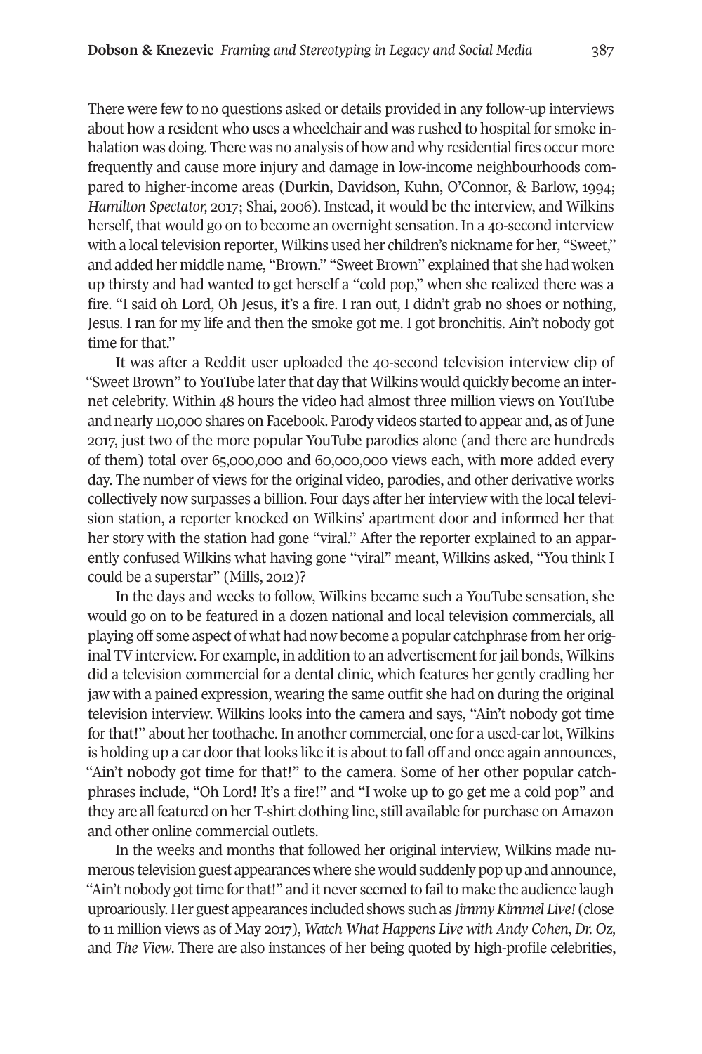There were few to no questions asked or details provided in any follow-up interviews about how a resident who uses a wheelchair and was rushed to hospital for smoke inhalation was doing. There was no analysis of how and why residential fires occur more frequently and cause more injury and damage in low-income neighbourhoods compared to higher-income areas (Durkin, Davidson, Kuhn, O'Connor, & Barlow, 1994; *Hamilton Spectator,* 2017; Shai, 2006). Instead, it would be the interview, and Wilkins herself, that would go on to become an overnight sensation. In a 40-second interview with a local television reporter, Wilkins used her children's nickname for her, "Sweet," and added her middle name, "Brown." "Sweet Brown" explained that she had woken up thirsty and had wanted to get herself a "cold pop," when she realized there was a fire. "I said oh Lord, Oh Jesus, it's a fire. I ran out, I didn't grab no shoes or nothing, Jesus. I ran for my life and then the smoke got me. I got bronchitis. Ain't nobody got time for that."

It was after a Reddit user uploaded the 40-second television interview clip of "Sweet Brown" to YouTube later that day that Wilkins would quickly become an internet celebrity. Within 48 hours the video had almost three million views on YouTube and nearly 110,000 shares on Facebook. Parody videos started to appear and, as of June 2017, just two of the more popular YouTube parodies alone (and there are hundreds of them) total over 65,000,000 and 60,000,000 views each, with more added every day. The number of views for the original video, parodies, and other derivative works collectively now surpasses a billion. Four days after her interview with the local television station, a reporter knocked on Wilkins' apartment door and informed her that her story with the station had gone "viral." After the reporter explained to an apparently confused Wilkins what having gone "viral" meant, Wilkins asked, "You think I could be a superstar" (Mills, 2012)?

In the days and weeks to follow, Wilkins became such a YouTube sensation, she would go on to be featured in a dozen national and local television commercials, all playing off some aspect of what had now become a popular catchphrase from her original TV interview. For example, in addition to an advertisement for jail bonds, Wilkins did a television commercial for a dental clinic, which features her gently cradling her jaw with a pained expression, wearing the same outfit she had on during the original television interview. Wilkins looks into the camera and says, "Ain't nobody got time for that!" about her toothache. In another commercial, one for a used-car lot, Wilkins is holding up a car door that looks like it is about to fall off and once again announces, "Ain't nobody got time for that!" to the camera. Some of her other popular catchphrases include, "Oh Lord! It's a fire!" and "I woke up to go get me a cold pop" and they are all featured on her T-shirt clothing line, still available for purchase on Amazon and other online commercial outlets.

In the weeks and months that followed her original interview, Wilkins made numerous television guest appearances where she would suddenly pop up and announce, "Ain't nobody got time for that!" and it never seemed to fail to make the audience laugh uproariously. Her guest appearances included shows such as *Jimmy Kimmel Live!* (close to 11 million views as of May 2017), *Watch What Happens Live with Andy Cohen*, *Dr. Oz,* and *The View*. There are also instances of her being quoted by high-profile celebrities,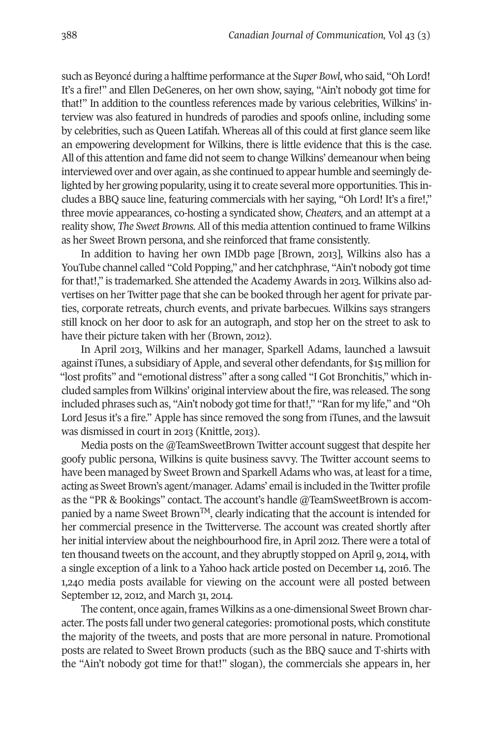such as Beyoncé during a halftime performance at the *Super Bowl*, who said, "Oh Lord! It's a fire!" and Ellen DeGeneres, on her own show, saying, "Ain't nobody got time for that!" In addition to the countless references made by various celebrities, Wilkins' interview was also featured in hundreds of parodies and spoofs online, including some by celebrities, such as Queen Latifah. Whereas all of this could at first glance seem like an empowering development for Wilkins, there is little evidence that this is the case. All of this attention and fame did not seem to change Wilkins' demeanour when being interviewed over and over again, as she continued to appear humble and seemingly delighted by her growing popularity, using it to create several more opportunities. This includes a BBQ sauce line, featuring commercials with her saying, "Oh Lord! It's a fire!," three movie appearances, co-hosting a syndicated show, *Cheaters,* and an attempt at a reality show, *The Sweet Browns*. All of this media attention continued to frame Wilkins as her Sweet Brown persona, and she reinforced that frame consistently.

In addition to having her own IMDb page [Brown, 2013], Wilkins also has a YouTube channel called "Cold Popping," and her catchphrase, "Ain't nobody got time for that!," is trademarked. She attended the Academy Awards in 2013. Wilkins also advertises on her Twitter page that she can be booked through her agent for private parties, corporate retreats, church events, and private barbecues. Wilkins says strangers still knock on her door to ask for an autograph, and stop her on the street to ask to have their picture taken with her (Brown, 2012).

In April 2013, Wilkins and her manager, Sparkell Adams, launched a lawsuit against iTunes, a subsidiary of Apple, and several other defendants, for $15 million for "lost profits" and "emotional distress" after a song called "I Got Bronchitis," which included samples from Wilkins' original interview about the fire, was released. The song included phrases such as, "Ain't nobody got time for that!," "Ran for my life," and "Oh Lord Jesus it's a fire." Apple has since removed the song from iTunes, and the lawsuit was dismissed in court in 2013 (Knittle, 2013).

Media posts on the @TeamSweetBrown Twitter account suggest that despite her goofy public persona, Wilkins is quite business savvy. The Twitter account seems to have been managed by Sweet Brown and Sparkell Adams who was, at least for a time, acting as Sweet Brown's agent/manager. Adams' email is included in the Twitter profile as the "PR & Bookings" contact. The account's handle @TeamSweetBrown is accompanied by a name Sweet Brown™, clearly indicating that the account is intended for her commercial presence in the Twitterverse. The account was created shortly after her initial interview about the neighbourhood fire, in April 2012. There were a total of ten thousand tweets on the account, and they abruptly stopped on April 9, 2014, with a single exception of a link to a Yahoo hack article posted on December 14, 2016. The 1,240 media posts available for viewing on the account were all posted between September 12, 2012, and March 31, 2014.

The content, once again, frames Wilkins as a one-dimensional Sweet Brown character. The posts fall under two general categories: promotional posts, which constitute the majority of the tweets, and posts that are more personal in nature. Promotional posts are related to Sweet Brown products (such as the BBQ sauce and T-shirts with the "Ain't nobody got time for that!" slogan), the commercials she appears in, her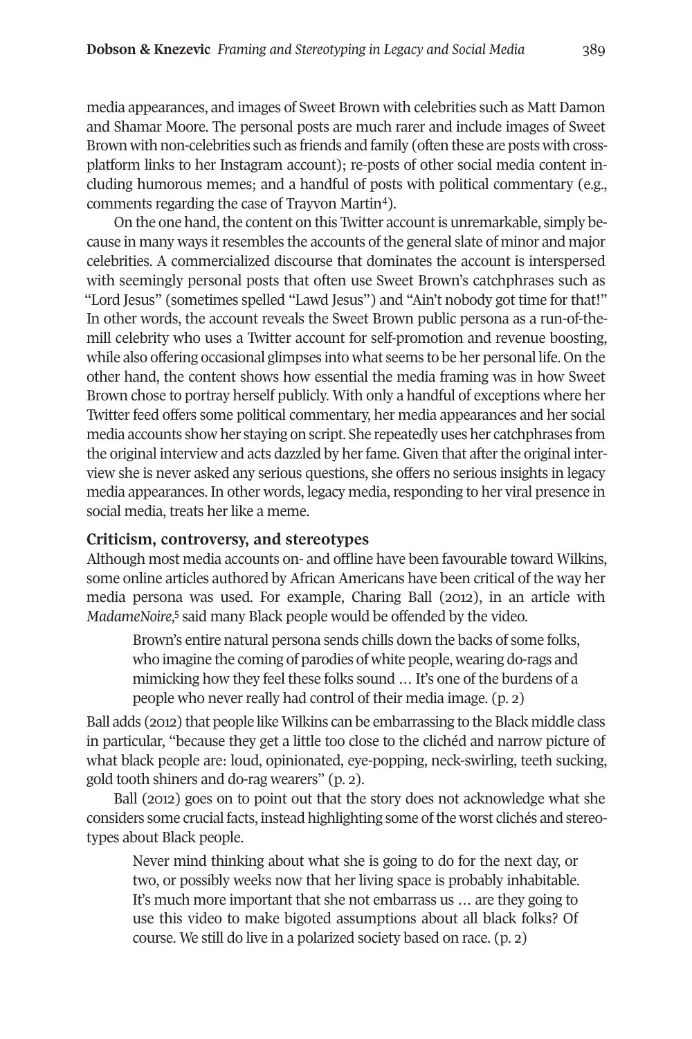media appearances, and images of Sweet Brown with celebrities such as Matt Damon and Shamar Moore. The personal posts are much rarer and include images of Sweet Brown with non-celebrities such as friends and family (often these are posts with cross-platform links to her Instagram account); re-posts of other social media content including humorous memes; and a handful of posts with political commentary (e.g., comments regarding the case of Trayvon Martin[4]).

On the one hand, the content on this Twitter account is unremarkable, simply because in many ways it resembles the accounts of the general slate of minor and major celebrities. A commercialized discourse that dominates the account is interspersed with seemingly personal posts that often use Sweet Brown's catchphrases such as "Lord Jesus" (sometimes spelled "Lawd Jesus") and "Ain't nobody got time for that!" In other words, the account reveals the Sweet Brown public persona as a run-of-the-mill celebrity who uses a Twitter account for self-promotion and revenue boosting, while also offering occasional glimpses into what seems to be her personal life. On the other hand, the content shows how essential the media framing was in how Sweet Brown chose to portray herself publicly. With only a handful of exceptions where her Twitter feed offers some political commentary, her media appearances and her social media accounts show her staying on script. She repeatedly uses her catchphrases from the original interview and acts dazzled by her fame. Given that after the original interview she is never asked any serious questions, she offers no serious insights in legacy media appearances. In other words, legacy media, responding to her viral presence in social media, treats her like a meme.

### Criticism, controversy, and stereotypes

Although most media accounts on- and offline have been favourable toward Wilkins, some online articles authored by African Americans have been critical of the way her media persona was used. For example, Charing Ball (2012), in an article with *MadameNoire*,[5] said many Black people would be offended by the video.

> Brown's entire natural persona sends chills down the backs of some folks, who imagine the coming of parodies of white people, wearing do-rags and mimicking how they feel these folks sound … It's one of the burdens of a people who never really had control of their media image. (p. 2)

Ball adds (2012) that people like Wilkins can be embarrassing to the Black middle class in particular, "because they get a little too close to the clichéd and narrow picture of what black people are: loud, opinionated, eye-popping, neck-swirling, teeth sucking, gold tooth shiners and do-rag wearers" (p. 2).

Ball (2012) goes on to point out that the story does not acknowledge what she considers some crucial facts, instead highlighting some of the worst clichés and stereotypes about Black people.

> Never mind thinking about what she is going to do for the next day, or two, or possibly weeks now that her living space is probably inhabitable. It's much more important that she not embarrass us … are they going to use this video to make bigoted assumptions about all black folks? Of course. We still do live in a polarized society based on race. (p. 2)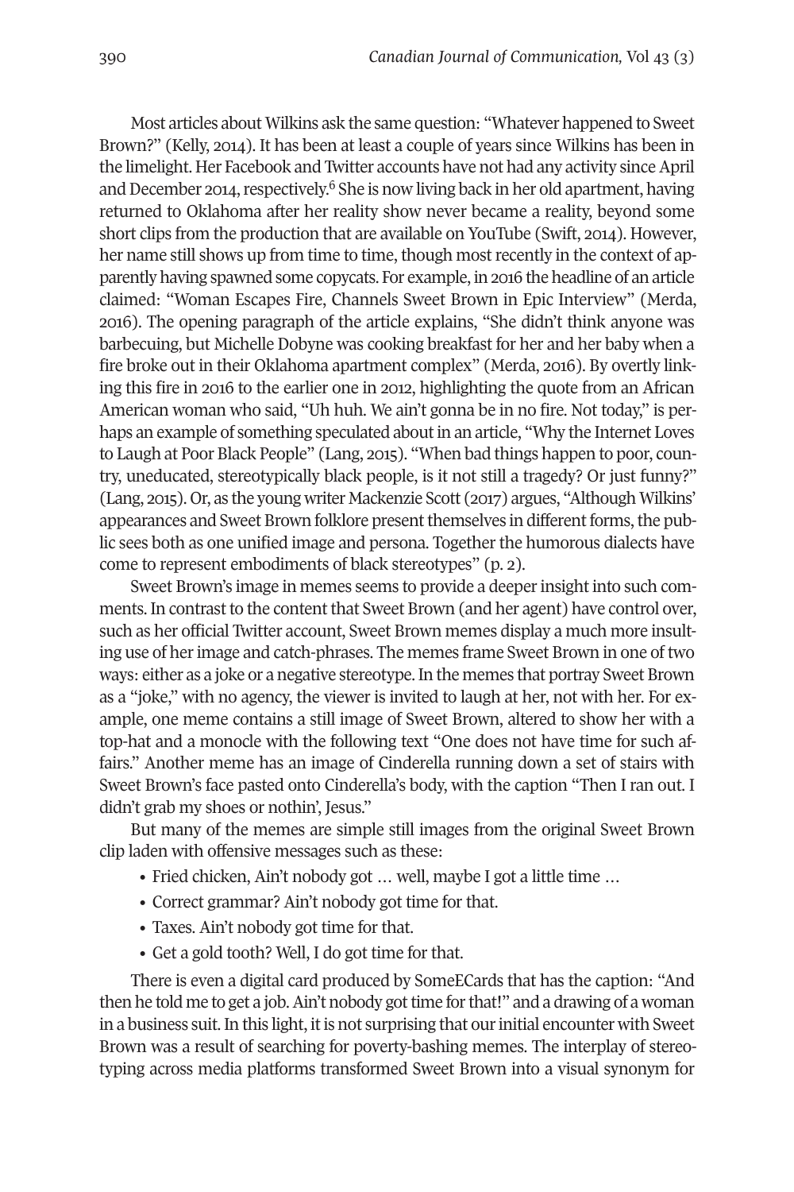Most articles about Wilkins ask the same question: "Whatever happened to Sweet Brown?" (Kelly, 2014). It has been at least a couple of years since Wilkins has been in the limelight. Her Facebook and Twitter accounts have not had any activity since April and December 2014, respectively.[6] She is now living back in her old apartment, having returned to Oklahoma after her reality show never became a reality, beyond some short clips from the production that are available on YouTube (Swift, 2014). However, her name still shows up from time to time, though most recently in the context of apparently having spawned some copycats. For example, in 2016 the headline of an article claimed: "Woman Escapes Fire, Channels Sweet Brown in Epic Interview" (Merda, 2016). The opening paragraph of the article explains, "She didn't think anyone was barbecuing, but Michelle Dobyne was cooking breakfast for her and her baby when a fire broke out in their Oklahoma apartment complex" (Merda, 2016). By overtly linking this fire in 2016 to the earlier one in 2012, highlighting the quote from an African American woman who said, "Uh huh. We ain't gonna be in no fire. Not today," is perhaps an example of something speculated about in an article, "Why the Internet Loves to Laugh at Poor Black People" (Lang, 2015). "When bad things happen to poor, country, uneducated, stereotypically black people, is it not still a tragedy? Or just funny?" (Lang, 2015). Or, as the young writer Mackenzie Scott (2017) argues, "Although Wilkins' appearances and Sweet Brown folklore present themselves in different forms, the public sees both as one unified image and persona. Together the humorous dialects have come to represent embodiments of black stereotypes" (p. 2).

Sweet Brown's image in memes seems to provide a deeper insight into such comments. In contrast to the content that Sweet Brown (and her agent) have control over, such as her official Twitter account, Sweet Brown memes display a much more insulting use of her image and catch-phrases. The memes frame Sweet Brown in one of two ways: either as a joke or a negative stereotype. In the memes that portray Sweet Brown as a "joke," with no agency, the viewer is invited to laugh at her, not with her. For example, one meme contains a still image of Sweet Brown, altered to show her with a top-hat and a monocle with the following text "One does not have time for such affairs." Another meme has an image of Cinderella running down a set of stairs with Sweet Brown's face pasted onto Cinderella's body, with the caption "Then I ran out. I didn't grab my shoes or nothin', Jesus."

But many of the memes are simple still images from the original Sweet Brown clip laden with offensive messages such as these:

- Fried chicken, Ain't nobody got … well, maybe I got a little time …
- Correct grammar? Ain't nobody got time for that.
- Taxes. Ain't nobody got time for that.
- Get a gold tooth? Well, I do got time for that.

There is even a digital card produced by SomeECards that has the caption: "And then he told me to get a job. Ain't nobody got time for that!" and a drawing of a woman in a business suit. In this light, it is not surprising that our initial encounter with Sweet Brown was a result of searching for poverty-bashing memes. The interplay of stereotyping across media platforms transformed Sweet Brown into a visual synonym for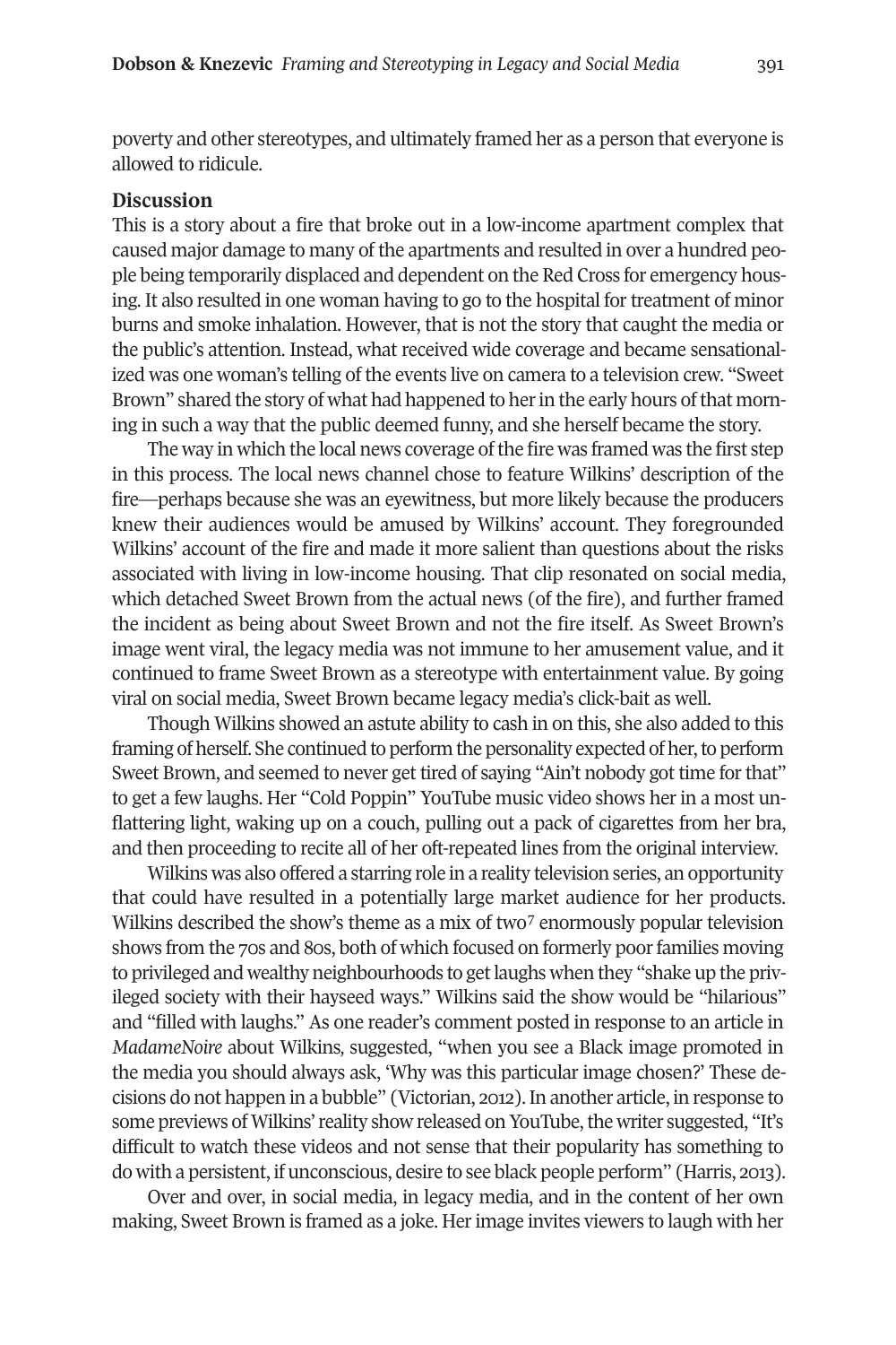poverty and other stereotypes, and ultimately framed her as a person that everyone is allowed to ridicule.

## Discussion

This is a story about a fire that broke out in a low-income apartment complex that caused major damage to many of the apartments and resulted in over a hundred people being temporarily displaced and dependent on the Red Cross for emergency housing. It also resulted in one woman having to go to the hospital for treatment of minor burns and smoke inhalation. However, that is not the story that caught the media or the public's attention. Instead, what received wide coverage and became sensationalized was one woman's telling of the events live on camera to a television crew. "Sweet Brown" shared the story of what had happened to her in the early hours of that morning in such a way that the public deemed funny, and she herself became the story.

The way in which the local news coverage of the fire was framed was the first step in this process. The local news channel chose to feature Wilkins' description of the fire—perhaps because she was an eyewitness, but more likely because the producers knew their audiences would be amused by Wilkins' account. They foregrounded Wilkins' account of the fire and made it more salient than questions about the risks associated with living in low-income housing. That clip resonated on social media, which detached Sweet Brown from the actual news (of the fire), and further framed the incident as being about Sweet Brown and not the fire itself. As Sweet Brown's image went viral, the legacy media was not immune to her amusement value, and it continued to frame Sweet Brown as a stereotype with entertainment value. By going viral on social media, Sweet Brown became legacy media's click-bait as well.

Though Wilkins showed an astute ability to cash in on this, she also added to this framing of herself. She continued to perform the personality expected of her, to perform Sweet Brown, and seemed to never get tired of saying "Ain't nobody got time for that" to get a few laughs. Her "Cold Poppin" YouTube music video shows her in a most unflattering light, waking up on a couch, pulling out a pack of cigarettes from her bra, and then proceeding to recite all of her oft-repeated lines from the original interview.

Wilkins was also offered a starring role in a reality television series, an opportunity that could have resulted in a potentially large market audience for her products. Wilkins described the show's theme as a mix of two[7] enormously popular television shows from the 70s and 80s, both of which focused on formerly poor families moving to privileged and wealthy neighbourhoods to get laughs when they "shake up the privileged society with their hayseed ways." Wilkins said the show would be "hilarious" and "filled with laughs." As one reader's comment posted in response to an article in *MadameNoire* about Wilkins, suggested, "when you see a Black image promoted in the media you should always ask, 'Why was this particular image chosen?' These decisions do not happen in a bubble" (Victorian, 2012). In another article, in response to some previews of Wilkins' reality show released on YouTube, the writer suggested, "It's difficult to watch these videos and not sense that their popularity has something to do with a persistent, if unconscious, desire to see black people perform" (Harris, 2013).

Over and over, in social media, in legacy media, and in the content of her own making, Sweet Brown is framed as a joke. Her image invites viewers to laugh with her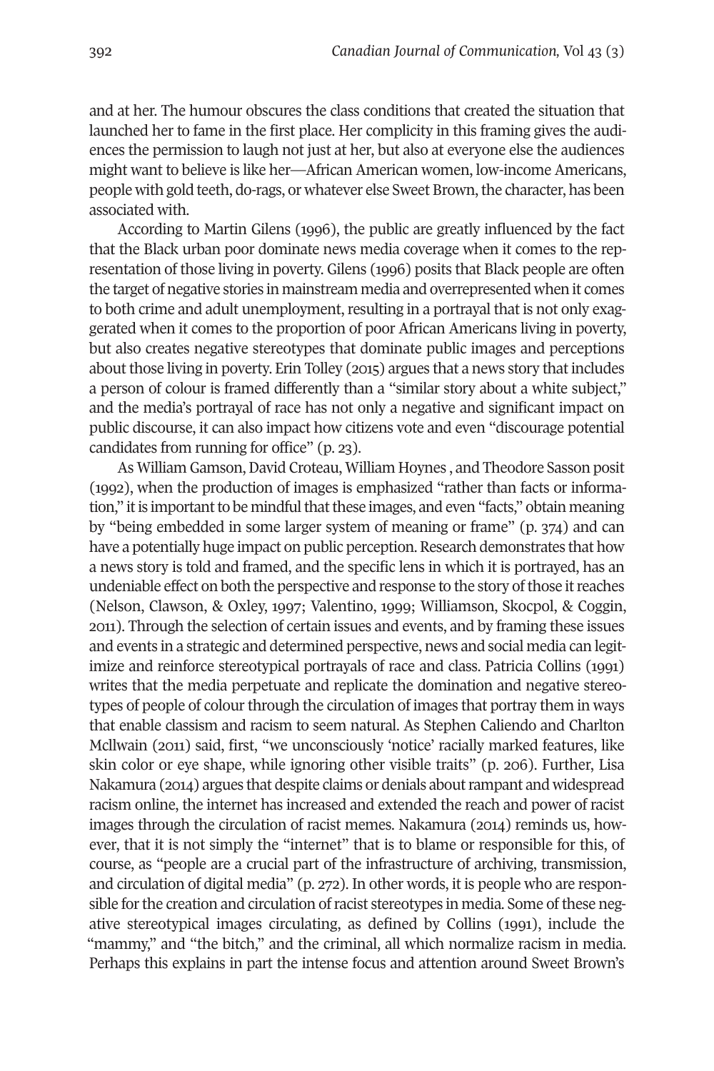and at her. The humour obscures the class conditions that created the situation that launched her to fame in the first place. Her complicity in this framing gives the audiences the permission to laugh not just at her, but also at everyone else the audiences might want to believe is like her—African American women, low-income Americans, people with gold teeth, do-rags, or whatever else Sweet Brown, the character, has been associated with.

According to Martin Gilens (1996), the public are greatly influenced by the fact that the Black urban poor dominate news media coverage when it comes to the representation of those living in poverty. Gilens (1996) posits that Black people are often the target of negative stories in mainstream media and overrepresented when it comes to both crime and adult unemployment, resulting in a portrayal that is not only exaggerated when it comes to the proportion of poor African Americans living in poverty, but also creates negative stereotypes that dominate public images and perceptions about those living in poverty. Erin Tolley (2015) argues that a news story that includes a person of colour is framed differently than a "similar story about a white subject," and the media's portrayal of race has not only a negative and significant impact on public discourse, it can also impact how citizens vote and even "discourage potential candidates from running for office" (p. 23).

As William Gamson, David Croteau, William Hoynes , and Theodore Sasson posit (1992), when the production of images is emphasized "rather than facts or information," it is important to be mindful that these images, and even "facts," obtain meaning by "being embedded in some larger system of meaning or frame" (p. 374) and can have a potentially huge impact on public perception. Research demonstrates that how a news story is told and framed, and the specific lens in which it is portrayed, has an undeniable effect on both the perspective and response to the story of those it reaches (Nelson, Clawson, & Oxley, 1997; Valentino, 1999; Williamson, Skocpol, & Coggin, 2011). Through the selection of certain issues and events, and by framing these issues and events in a strategic and determined perspective, news and social media can legitimize and reinforce stereotypical portrayals of race and class. Patricia Collins (1991) writes that the media perpetuate and replicate the domination and negative stereotypes of people of colour through the circulation of images that portray them in ways that enable classism and racism to seem natural. As Stephen Caliendo and Charlton Mcllwain (2011) said, first, "we unconsciously 'notice' racially marked features, like skin color or eye shape, while ignoring other visible traits" (p. 206). Further, Lisa Nakamura (2014) argues that despite claims or denials about rampant and widespread racism online, the internet has increased and extended the reach and power of racist images through the circulation of racist memes. Nakamura (2014) reminds us, however, that it is not simply the "internet" that is to blame or responsible for this, of course, as "people are a crucial part of the infrastructure of archiving, transmission, and circulation of digital media" (p. 272). In other words, it is people who are responsible for the creation and circulation of racist stereotypes in media. Some of these negative stereotypical images circulating, as defined by Collins (1991), include the "mammy," and "the bitch," and the criminal, all which normalize racism in media. Perhaps this explains in part the intense focus and attention around Sweet Brown's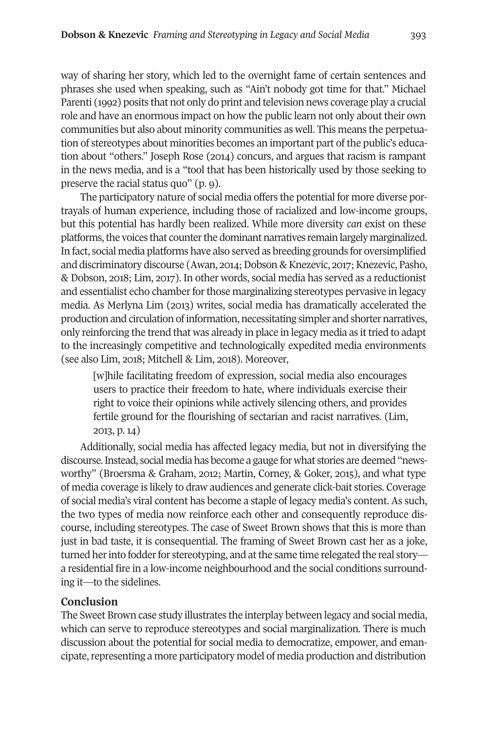way of sharing her story, which led to the overnight fame of certain sentences and phrases she used when speaking, such as "Ain't nobody got time for that." Michael Parenti (1992) posits that not only do print and television news coverage play a crucial role and have an enormous impact on how the public learn not only about their own communities but also about minority communities as well. This means the perpetuation of stereotypes about minorities becomes an important part of the public's education about "others." Joseph Rose (2014) concurs, and argues that racism is rampant in the news media, and is a "tool that has been historically used by those seeking to preserve the racial status quo" (p. 9).

The participatory nature of social media offers the potential for more diverse portrayals of human experience, including those of racialized and low-income groups, but this potential has hardly been realized. While more diversity *can* exist on these platforms, the voices that counter the dominant narratives remain largely marginalized. In fact, social media platforms have also served as breeding grounds for oversimplified and discriminatory discourse (Awan, 2014; Dobson & Knezevic, 2017; Knezevic, Pasho, & Dobson, 2018; Lim, 2017). In other words, social media has served as a reductionist and essentialist echo chamber for those marginalizing stereotypes pervasive in legacy media. As Merlyna Lim (2013) writes, social media has dramatically accelerated the production and circulation of information, necessitating simpler and shorter narratives, only reinforcing the trend that was already in place in legacy media as it tried to adapt to the increasingly competitive and technologically expedited media environments (see also Lim, 2018; Mitchell & Lim, 2018). Moreover,

> [w]hile facilitating freedom of expression, social media also encourages users to practice their freedom to hate, where individuals exercise their right to voice their opinions while actively silencing others, and provides fertile ground for the flourishing of sectarian and racist narratives. (Lim, 2013, p. 14)

Additionally, social media has affected legacy media, but not in diversifying the discourse. Instead, social media has become a gauge for what stories are deemed "newsworthy" (Broersma & Graham, 2012; Martin, Corney, & Goker, 2015), and what type of media coverage is likely to draw audiences and generate click-bait stories. Coverage of social media's viral content has become a staple of legacy media's content. As such, the two types of media now reinforce each other and consequently reproduce discourse, including stereotypes. The case of Sweet Brown shows that this is more than just in bad taste, it is consequential. The framing of Sweet Brown cast her as a joke, turned her into fodder for stereotyping, and at the same time relegated the real story—a residential fire in a low-income neighbourhood and the social conditions surrounding it—to the sidelines.

## Conclusion

The Sweet Brown case study illustrates the interplay between legacy and social media, which can serve to reproduce stereotypes and social marginalization. There is much discussion about the potential for social media to democratize, empower, and emancipate, representing a more participatory model of media production and distribution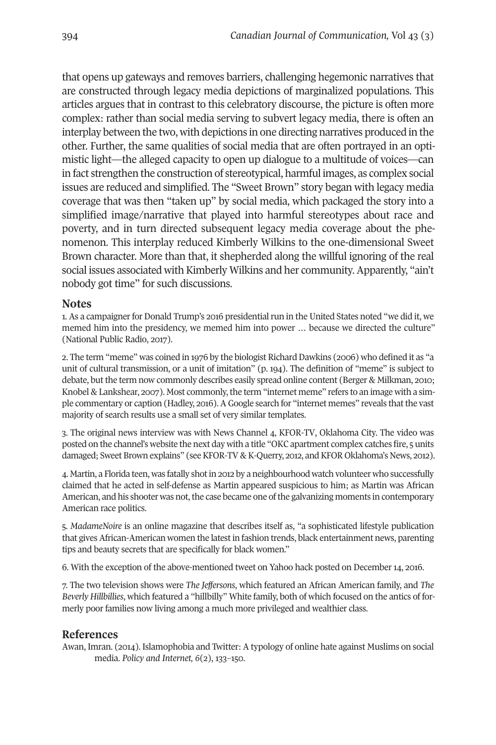that opens up gateways and removes barriers, challenging hegemonic narratives that are constructed through legacy media depictions of marginalized populations. This articles argues that in contrast to this celebratory discourse, the picture is often more complex: rather than social media serving to subvert legacy media, there is often an interplay between the two, with depictions in one directing narratives produced in the other. Further, the same qualities of social media that are often portrayed in an optimistic light—the alleged capacity to open up dialogue to a multitude of voices—can in fact strengthen the construction of stereotypical, harmful images, as complex social issues are reduced and simplified. The "Sweet Brown" story began with legacy media coverage that was then "taken up" by social media, which packaged the story into a simplified image/narrative that played into harmful stereotypes about race and poverty, and in turn directed subsequent legacy media coverage about the phenomenon. This interplay reduced Kimberly Wilkins to the one-dimensional Sweet Brown character. More than that, it shepherded along the willful ignoring of the real social issues associated with Kimberly Wilkins and her community. Apparently, "ain't nobody got time" for such discussions.

## Notes

1. As a campaigner for Donald Trump's 2016 presidential run in the United States noted "we did it, we memed him into the presidency, we memed him into power … because we directed the culture" (National Public Radio, 2017).

2. The term "meme" was coined in 1976 by the biologist Richard Dawkins (2006) who defined it as "a unit of cultural transmission, or a unit of imitation" (p. 194). The definition of "meme" is subject to debate, but the term now commonly describes easily spread online content (Berger & Milkman, 2010; Knobel & Lankshear, 2007). Most commonly, the term "internet meme" refers to an image with a simple commentary or caption (Hadley, 2016). A Google search for "internet memes" reveals that the vast majority of search results use a small set of very similar templates.

3. The original news interview was with News Channel 4, KFOR-TV, Oklahoma City. The video was posted on the channel's website the next day with a title "OKC apartment complex catches fire, 5 units damaged; Sweet Brown explains" (see KFOR-TV & K-Querry, 2012, and KFOR Oklahoma's News, 2012).

4. Martin, a Florida teen, was fatally shot in 2012 by a neighbourhood watch volunteer who successfully claimed that he acted in self-defense as Martin appeared suspicious to him; as Martin was African American, and his shooter was not, the case became one of the galvanizing moments in contemporary American race politics.

5. *MadameNoire* is an online magazine that describes itself as, "a sophisticated lifestyle publication that gives African-American women the latest in fashion trends, black entertainment news, parenting tips and beauty secrets that are specifically for black women."

6. With the exception of the above-mentioned tweet on Yahoo hack posted on December 14, 2016.

7. The two television shows were *The Jeffersons*, which featured an African American family, and *The Beverly Hillbillies*, which featured a "hillbilly" White family, both of which focused on the antics of formerly poor families now living among a much more privileged and wealthier class.

## References

Awan, Imran. (2014). Islamophobia and Twitter: A typology of online hate against Muslims on social media. *Policy and Internet, 6*(2), 133–150.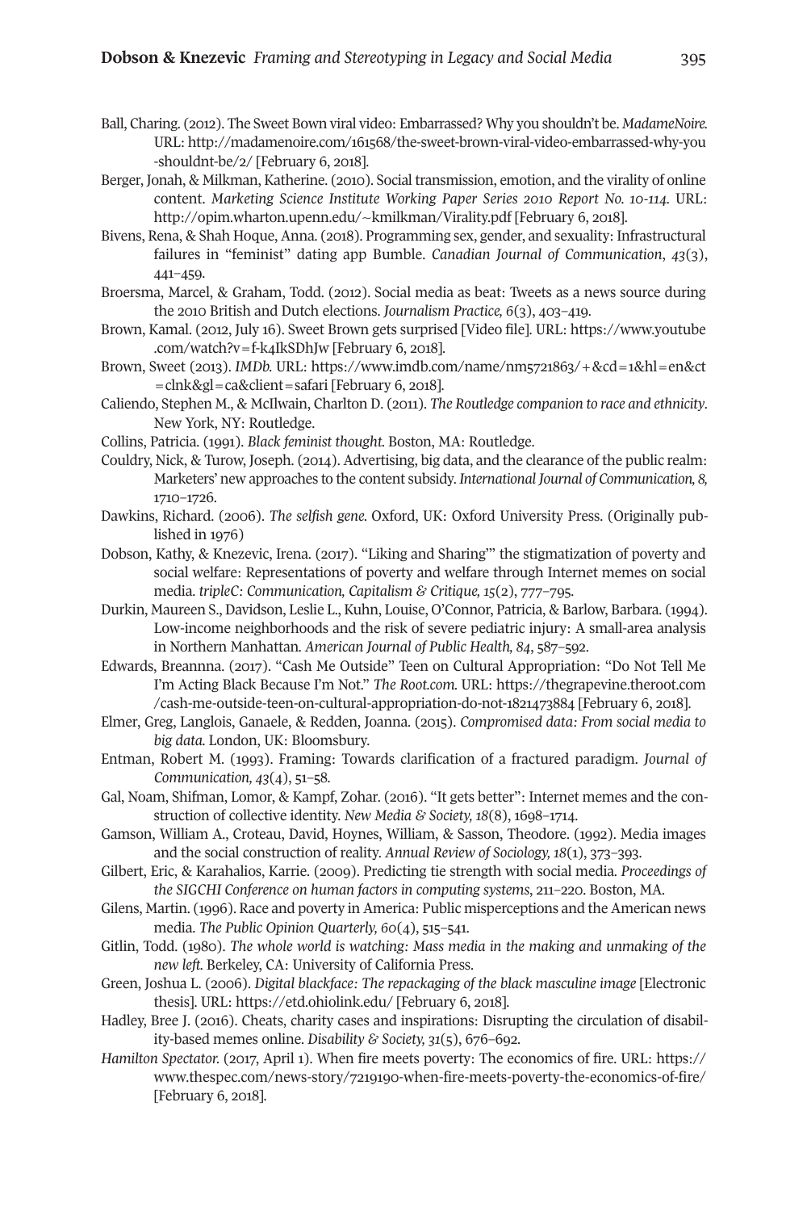Ball, Charing. (2012). The Sweet Bown viral video: Embarrassed? Why you shouldn't be. *MadameNoire*. URL: http://madamenoire.com/161568/the-sweet-brown-viral-video-embarrassed-why-you-shouldnt-be/2/ [February 6, 2018].

Berger, Jonah, & Milkman, Katherine. (2010). Social transmission, emotion, and the virality of online content. *Marketing Science Institute Working Paper Series 2010 Report No. 10-114*. URL: http://opim.wharton.upenn.edu/~kmilkman/Virality.pdf [February 6, 2018].

Bivens, Rena, & Shah Hoque, Anna. (2018). Programming sex, gender, and sexuality: Infrastructural failures in "feminist" dating app Bumble. *Canadian Journal of Communication*, *43*(3), 441–459.

Broersma, Marcel, & Graham, Todd. (2012). Social media as beat: Tweets as a news source during the 2010 British and Dutch elections. *Journalism Practice, 6*(3), 403–419.

Brown, Kamal. (2012, July 16). Sweet Brown gets surprised [Video file]. URL: https://www.youtube.com/watch?v=f-k4IkSDhJw [February 6, 2018].

Brown, Sweet (2013). *IMDb*. URL: https://www.imdb.com/name/nm5721863/+&cd=1&hl=en&ct=clnk&gl=ca&client=safari [February 6, 2018].

Caliendo, Stephen M., & McIlwain, Charlton D. (2011). *The Routledge companion to race and ethnicity*. New York, NY: Routledge.

Collins, Patricia. (1991). *Black feminist thought*. Boston, MA: Routledge.

Couldry, Nick, & Turow, Joseph. (2014). Advertising, big data, and the clearance of the public realm: Marketers' new approaches to the content subsidy. *International Journal of Communication, 8*, 1710–1726.

Dawkins, Richard. (2006). *The selfish gene*. Oxford, UK: Oxford University Press. (Originally published in 1976)

Dobson, Kathy, & Knezevic, Irena. (2017). "Liking and Sharing"' the stigmatization of poverty and social welfare: Representations of poverty and welfare through Internet memes on social media. *tripleC: Communication, Capitalism & Critique, 15*(2), 777–795.

Durkin, Maureen S., Davidson, Leslie L., Kuhn, Louise, O'Connor, Patricia, & Barlow, Barbara. (1994). Low-income neighborhoods and the risk of severe pediatric injury: A small-area analysis in Northern Manhattan. *American Journal of Public Health, 84*, 587–592.

Edwards, Breannna. (2017). "Cash Me Outside" Teen on Cultural Appropriation: "Do Not Tell Me I'm Acting Black Because I'm Not." *The Root.com*. URL: https://thegrapevine.theroot.com/cash-me-outside-teen-on-cultural-appropriation-do-not-1821473884 [February 6, 2018].

Elmer, Greg, Langlois, Ganaele, & Redden, Joanna. (2015). *Compromised data: From social media to big data*. London, UK: Bloomsbury.

Entman, Robert M. (1993). Framing: Towards clarification of a fractured paradigm. *Journal of Communication, 43*(4), 51–58.

Gal, Noam, Shifman, Lomor, & Kampf, Zohar. (2016). "It gets better": Internet memes and the construction of collective identity. *New Media & Society, 18*(8), 1698–1714.

Gamson, William A., Croteau, David, Hoynes, William, & Sasson, Theodore. (1992). Media images and the social construction of reality. *Annual Review of Sociology, 18*(1), 373–393.

Gilbert, Eric, & Karahalios, Karrie. (2009). Predicting tie strength with social media. *Proceedings of the SIGCHI Conference on human factors in computing systems*, 211–220. Boston, MA.

Gilens, Martin. (1996). Race and poverty in America: Public misperceptions and the American news media. *The Public Opinion Quarterly, 60*(4), 515–541.

Gitlin, Todd. (1980). *The whole world is watching: Mass media in the making and unmaking of the new left*. Berkeley, CA: University of California Press.

Green, Joshua L. (2006). *Digital blackface: The repackaging of the black masculine image* [Electronic thesis]. URL: https://etd.ohiolink.edu/ [February 6, 2018].

Hadley, Bree J. (2016). Cheats, charity cases and inspirations: Disrupting the circulation of disability-based memes online. *Disability & Society, 31*(5), 676–692.

*Hamilton Spectator*. (2017, April 1). When fire meets poverty: The economics of fire. URL: https://www.thespec.com/news-story/7219190-when-fire-meets-poverty-the-economics-of-fire/ [February 6, 2018].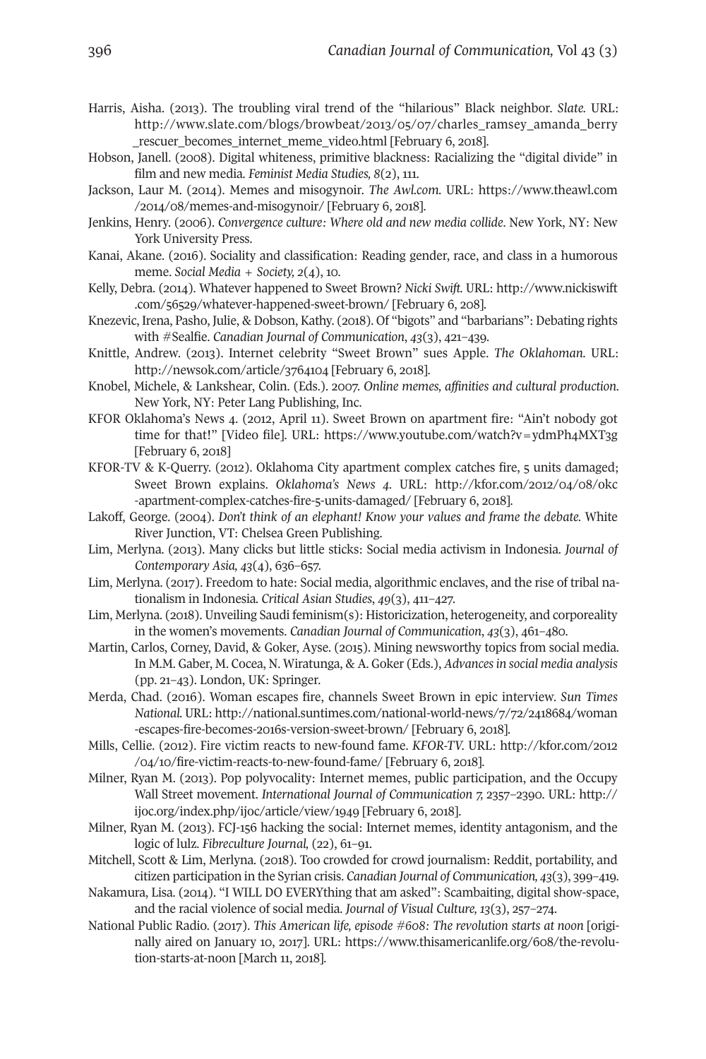Harris, Aisha. (2013). The troubling viral trend of the "hilarious" Black neighbor. *Slate*. URL: http://www.slate.com/blogs/browbeat/2013/05/07/charles_ramsey_amanda_berry_rescuer_becomes_internet_meme_video.html [February 6, 2018].

Hobson, Janell. (2008). Digital whiteness, primitive blackness: Racializing the "digital divide" in film and new media. *Feminist Media Studies, 8*(2), 111.

Jackson, Laur M. (2014). Memes and misogynoir. *The Awl.com*. URL: https://www.theawl.com/2014/08/memes-and-misogynoir/ [February 6, 2018].

Jenkins, Henry. (2006). *Convergence culture: Where old and new media collide*. New York, NY: New York University Press.

Kanai, Akane. (2016). Sociality and classification: Reading gender, race, and class in a humorous meme. *Social Media + Society, 2*(4), 10.

Kelly, Debra. (2014). Whatever happened to Sweet Brown? *Nicki Swift*. URL: http://www.nickiswift.com/56529/whatever-happened-sweet-brown/ [February 6, 208].

Knezevic, Irena, Pasho, Julie, & Dobson, Kathy. (2018). Of "bigots" and "barbarians": Debating rights with #Sealfie. *Canadian Journal of Communication, 43*(3), 421–439.

Knittle, Andrew. (2013). Internet celebrity "Sweet Brown" sues Apple. *The Oklahoman*. URL: http://newsok.com/article/3764104 [February 6, 2018].

Knobel, Michele, & Lankshear, Colin. (Eds.). 2007. *Online memes, affinities and cultural production*. New York, NY: Peter Lang Publishing, Inc.

KFOR Oklahoma's News 4. (2012, April 11). Sweet Brown on apartment fire: "Ain't nobody got time for that!" [Video file]. URL: https://www.youtube.com/watch?v=ydmPh4MXT3g [February 6, 2018]

KFOR-TV & K-Querry. (2012). Oklahoma City apartment complex catches fire, 5 units damaged; Sweet Brown explains. *Oklahoma's News 4*. URL: http://kfor.com/2012/04/08/okc-apartment-complex-catches-fire-5-units-damaged/ [February 6, 2018].

Lakoff, George. (2004). *Don't think of an elephant! Know your values and frame the debate.* White River Junction, VT: Chelsea Green Publishing.

Lim, Merlyna. (2013). Many clicks but little sticks: Social media activism in Indonesia. *Journal of Contemporary Asia, 43*(4), 636–657.

Lim, Merlyna. (2017). Freedom to hate: Social media, algorithmic enclaves, and the rise of tribal nationalism in Indonesia. *Critical Asian Studies*, *49*(3), 411–427.

Lim, Merlyna. (2018). Unveiling Saudi feminism(s): Historicization, heterogeneity, and corporeality in the women's movements. *Canadian Journal of Communication*, *43*(3), 461–480.

Martin, Carlos, Corney, David, & Goker, Ayse. (2015). Mining newsworthy topics from social media. In M.M. Gaber, M. Cocea, N. Wiratunga, & A. Goker (Eds.), *Advances in social media analysis* (pp. 21–43). London, UK: Springer.

Merda, Chad. (2016). Woman escapes fire, channels Sweet Brown in epic interview. *Sun Times National*. URL: http://national.suntimes.com/national-world-news/7/72/2418684/woman-escapes-fire-becomes-2016s-version-sweet-brown/ [February 6, 2018].

Mills, Cellie. (2012). Fire victim reacts to new-found fame. *KFOR-TV*. URL: http://kfor.com/2012/04/10/fire-victim-reacts-to-new-found-fame/ [February 6, 2018].

Milner, Ryan M. (2013). Pop polyvocality: Internet memes, public participation, and the Occupy Wall Street movement. *International Journal of Communication 7*, 2357–2390. URL: http://ijoc.org/index.php/ijoc/article/view/1949 [February 6, 2018].

Milner, Ryan M. (2013). FCJ-156 hacking the social: Internet memes, identity antagonism, and the logic of lulz. *Fibreculture Journal,* (22), 61–91.

Mitchell, Scott & Lim, Merlyna. (2018). Too crowded for crowd journalism: Reddit, portability, and citizen participation in the Syrian crisis. *Canadian Journal of Communication, 43*(3), 399–419.

Nakamura, Lisa. (2014). "I WILL DO EVERYthing that am asked": Scambaiting, digital show-space, and the racial violence of social media. *Journal of Visual Culture, 13*(3), 257–274.

National Public Radio. (2017). *This American life, episode #608: The revolution starts at noon* [originally aired on January 10, 2017]. URL: https://www.thisamericanlife.org/608/the-revolution-starts-at-noon [March 11, 2018].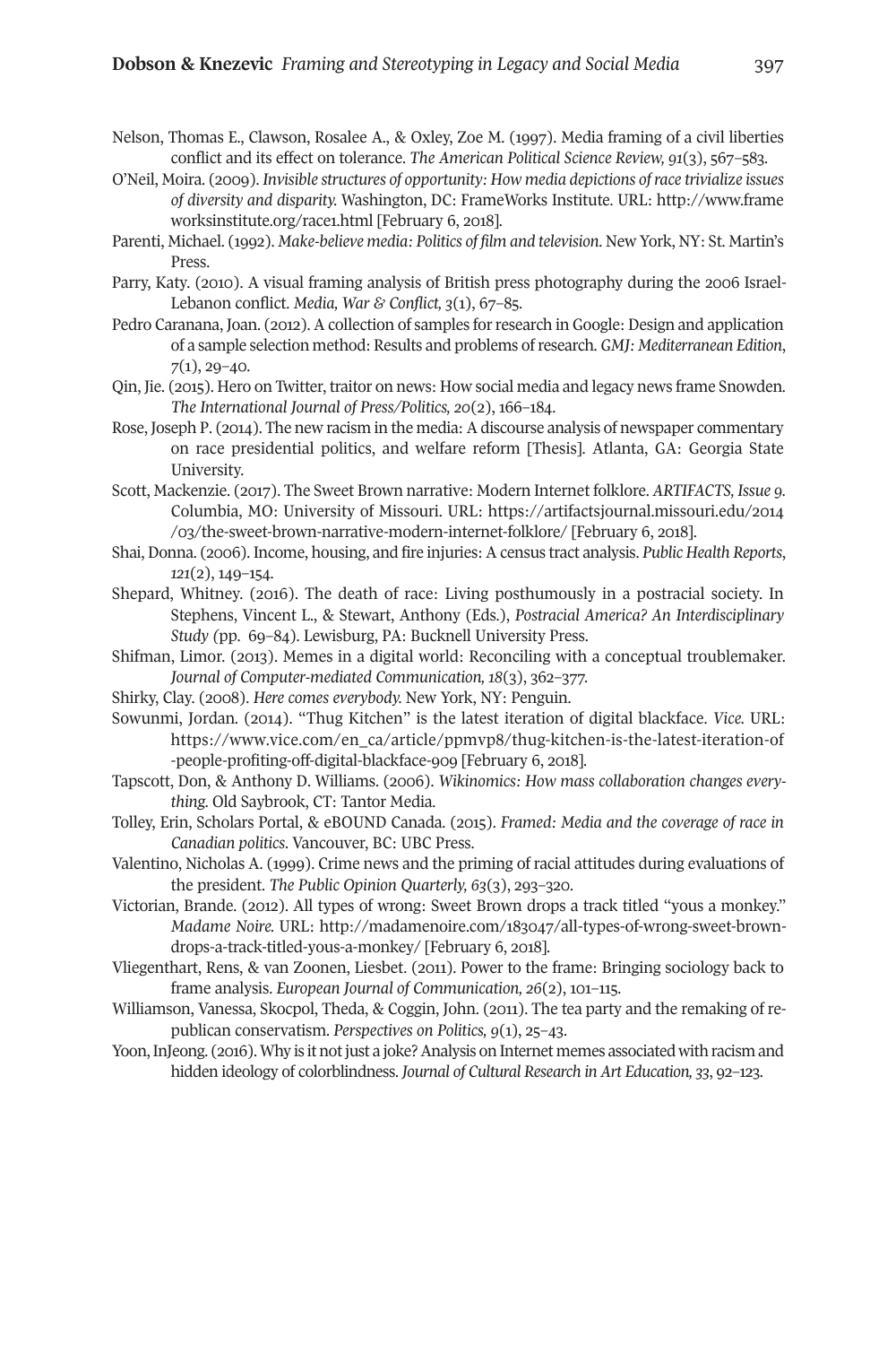Nelson, Thomas E., Clawson, Rosalee A., & Oxley, Zoe M. (1997). Media framing of a civil liberties conflict and its effect on tolerance. *The American Political Science Review, 91*(3), 567–583.

O'Neil, Moira. (2009). *Invisible structures of opportunity: How media depictions of race trivialize issues of diversity and disparity.* Washington, DC: FrameWorks Institute. URL: http://www.frameworksinstitute.org/race1.html [February 6, 2018].

Parenti, Michael. (1992). *Make-believe media: Politics of film and television.* New York, NY: St. Martin's Press.

Parry, Katy. (2010). A visual framing analysis of British press photography during the 2006 Israel-Lebanon conflict. *Media, War & Conflict, 3*(1), 67–85.

Pedro Caranana, Joan. (2012). A collection of samples for research in Google: Design and application of a sample selection method: Results and problems of research. *GMJ: Mediterranean Edition*, *7*(1), 29–40.

Qin, Jie. (2015). Hero on Twitter, traitor on news: How social media and legacy news frame Snowden. *The International Journal of Press/Politics, 20*(2), 166–184.

Rose, Joseph P. (2014). The new racism in the media: A discourse analysis of newspaper commentary on race presidential politics, and welfare reform [Thesis]. Atlanta, GA: Georgia State University.

Scott, Mackenzie. (2017). The Sweet Brown narrative: Modern Internet folklore. *ARTIFACTS, Issue 9.* Columbia, MO: University of Missouri. URL: https://artifactsjournal.missouri.edu/2014/03/the-sweet-brown-narrative-modern-internet-folklore/ [February 6, 2018].

Shai, Donna. (2006). Income, housing, and fire injuries: A census tract analysis. *Public Health Reports*, *121*(2), 149–154.

Shepard, Whitney. (2016). The death of race: Living posthumously in a postracial society. In Stephens, Vincent L., & Stewart, Anthony (Eds.), *Postracial America? An Interdisciplinary Study (*pp. 69–84). Lewisburg, PA: Bucknell University Press.

Shifman, Limor. (2013). Memes in a digital world: Reconciling with a conceptual troublemaker. *Journal of Computer-mediated Communication, 18*(3), 362–377.

Shirky, Clay. (2008). *Here comes everybody.* New York, NY: Penguin.

Sowunmi, Jordan. (2014). "Thug Kitchen" is the latest iteration of digital blackface. *Vice.* URL: https://www.vice.com/en_ca/article/ppmvp8/thug-kitchen-is-the-latest-iteration-of-people-profiting-off-digital-blackface-909 [February 6, 2018].

Tapscott, Don, & Anthony D. Williams. (2006). *Wikinomics: How mass collaboration changes everything.* Old Saybrook, CT: Tantor Media.

Tolley, Erin, Scholars Portal, & eBOUND Canada. (2015). *Framed: Media and the coverage of race in Canadian politics*. Vancouver, BC: UBC Press.

Valentino, Nicholas A. (1999). Crime news and the priming of racial attitudes during evaluations of the president. *The Public Opinion Quarterly, 63*(3), 293–320.

Victorian, Brande. (2012). All types of wrong: Sweet Brown drops a track titled "yous a monkey." *Madame Noire.* URL: http://madamenoire.com/183047/all-types-of-wrong-sweet-brown-drops-a-track-titled-yous-a-monkey/ [February 6, 2018].

Vliegenthart, Rens, & van Zoonen, Liesbet. (2011). Power to the frame: Bringing sociology back to frame analysis. *European Journal of Communication, 26*(2), 101–115.

Williamson, Vanessa, Skocpol, Theda, & Coggin, John. (2011). The tea party and the remaking of republican conservatism. *Perspectives on Politics, 9*(1), 25–43.

Yoon, InJeong. (2016). Why is it not just a joke? Analysis on Internet memes associated with racism and hidden ideology of colorblindness. *Journal of Cultural Research in Art Education, 33*, 92–123.